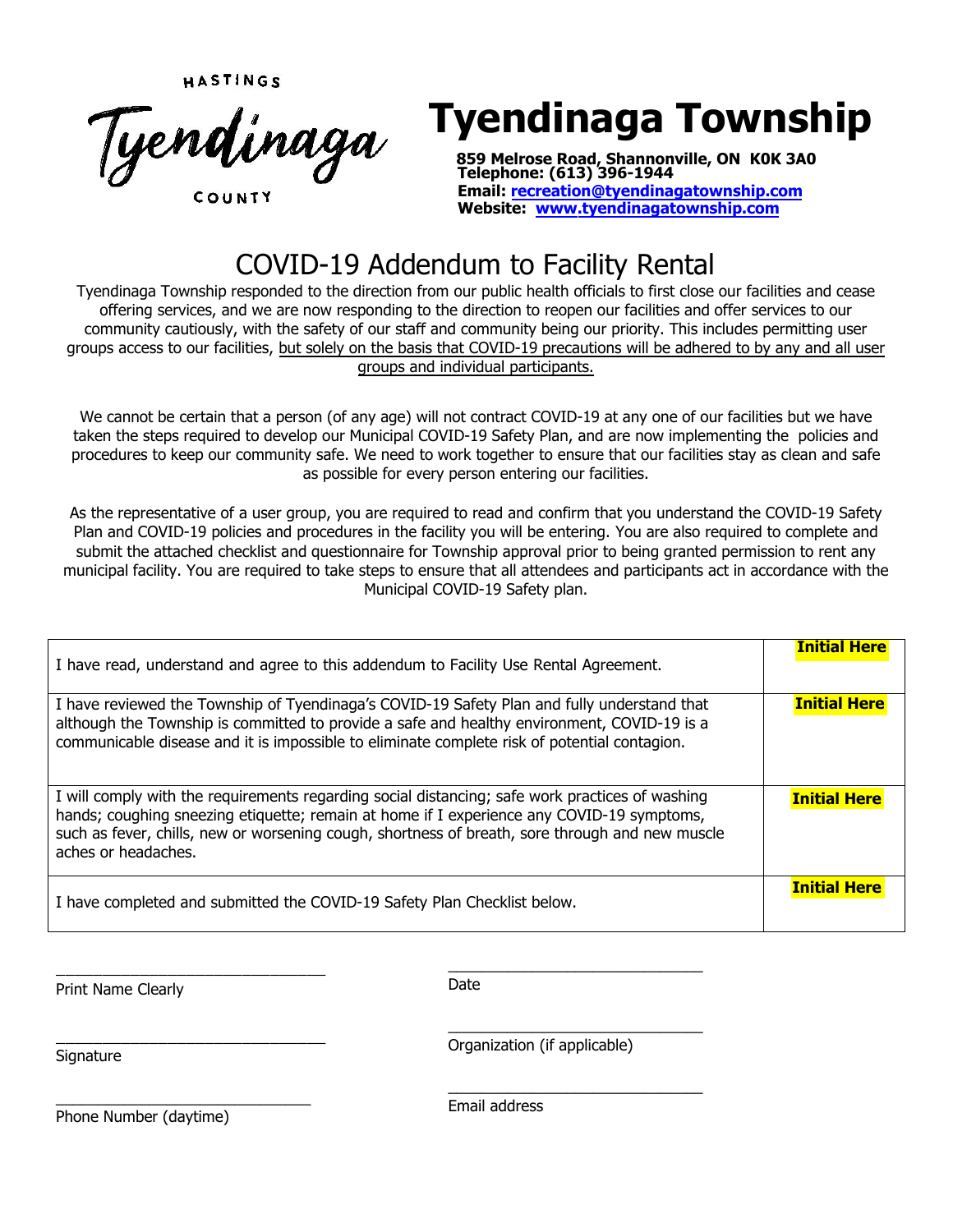HASTINGS

Tyendinaga

COUNTY

# Tyendinaga Township

**859 Melrose Road, Shannonville, ON K0K 3A0**
**Telephone: (613) 396-1944**
**Email: recreation@tyendinagatownship.com**
**Website: www.tyendinagatownship.com**

## COVID-19 Addendum to Facility Rental

Tyendinaga Township responded to the direction from our public health officials to first close our facilities and cease offering services, and we are now responding to the direction to reopen our facilities and offer services to our community cautiously, with the safety of our staff and community being our priority. This includes permitting user groups access to our facilities, <u>but solely on the basis that COVID-19 precautions will be adhered to by any and all user groups and individual participants.</u>

We cannot be certain that a person (of any age) will not contract COVID-19 at any one of our facilities but we have taken the steps required to develop our Municipal COVID-19 Safety Plan, and are now implementing the policies and procedures to keep our community safe. We need to work together to ensure that our facilities stay as clean and safe as possible for every person entering our facilities.

As the representative of a user group, you are required to read and confirm that you understand the COVID-19 Safety Plan and COVID-19 policies and procedures in the facility you will be entering. You are also required to complete and submit the attached checklist and questionnaire for Township approval prior to being granted permission to rent any municipal facility. You are required to take steps to ensure that all attendees and participants act in accordance with the Municipal COVID-19 Safety plan.

| | |
|---|---|
| I have read, understand and agree to this addendum to Facility Use Rental Agreement. | **Initial Here** |
| I have reviewed the Township of Tyendinaga's COVID-19 Safety Plan and fully understand that although the Township is committed to provide a safe and healthy environment, COVID-19 is a communicable disease and it is impossible to eliminate complete risk of potential contagion. | **Initial Here** |
| I will comply with the requirements regarding social distancing; safe work practices of washing hands; coughing sneezing etiquette; remain at home if I experience any COVID-19 symptoms, such as fever, chills, new or worsening cough, shortness of breath, sore through and new muscle aches or headaches. | **Initial Here** |
| I have completed and submitted the COVID-19 Safety Plan Checklist below. | **Initial Here** |

_______________________________
Print Name Clearly

_______________________________
Date

_______________________________
Signature

_______________________________
Organization (if applicable)

_______________________________
Phone Number (daytime)

_______________________________
Email address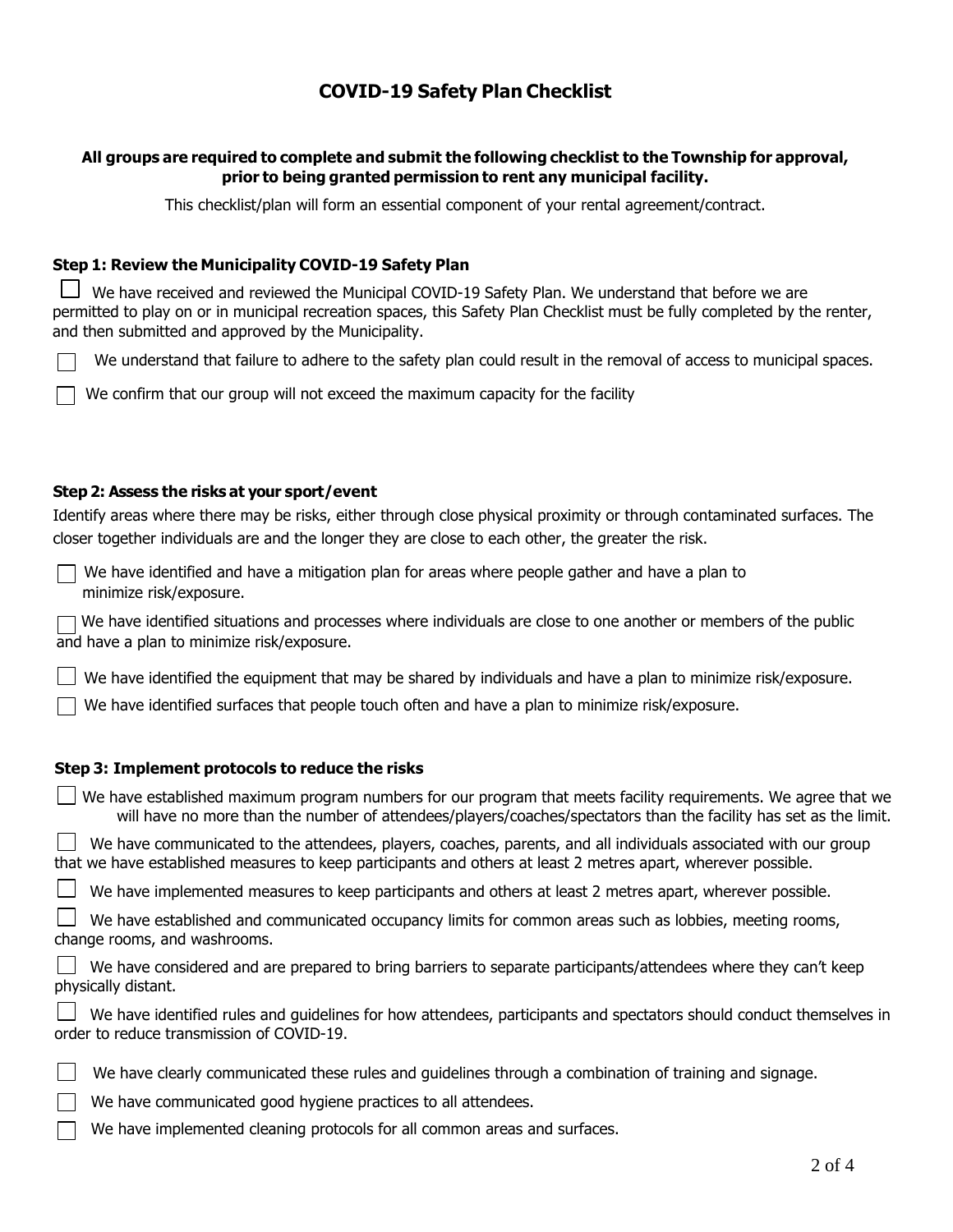# COVID-19 Safety Plan Checklist

**All groups are required to complete and submit the following checklist to the Township for approval, prior to being granted permission to rent any municipal facility.**

This checklist/plan will form an essential component of your rental agreement/contract.

### Step 1: Review the Municipality COVID-19 Safety Plan

- [ ] We have received and reviewed the Municipal COVID-19 Safety Plan. We understand that before we are permitted to play on or in municipal recreation spaces, this Safety Plan Checklist must be fully completed by the renter, and then submitted and approved by the Municipality.
- [ ] We understand that failure to adhere to the safety plan could result in the removal of access to municipal spaces.
- [ ] We confirm that our group will not exceed the maximum capacity for the facility

### Step 2: Assess the risks at your sport/event

Identify areas where there may be risks, either through close physical proximity or through contaminated surfaces. The closer together individuals are and the longer they are close to each other, the greater the risk.

- [ ] We have identified and have a mitigation plan for areas where people gather and have a plan to minimize risk/exposure.
- [ ] We have identified situations and processes where individuals are close to one another or members of the public and have a plan to minimize risk/exposure.
- [ ] We have identified the equipment that may be shared by individuals and have a plan to minimize risk/exposure.
- [ ] We have identified surfaces that people touch often and have a plan to minimize risk/exposure.

### Step 3: Implement protocols to reduce the risks

- [ ] We have established maximum program numbers for our program that meets facility requirements. We agree that we will have no more than the number of attendees/players/coaches/spectators than the facility has set as the limit.
- [ ] We have communicated to the attendees, players, coaches, parents, and all individuals associated with our group that we have established measures to keep participants and others at least 2 metres apart, wherever possible.
- [ ] We have implemented measures to keep participants and others at least 2 metres apart, wherever possible.
- [ ] We have established and communicated occupancy limits for common areas such as lobbies, meeting rooms, change rooms, and washrooms.
- [ ] We have considered and are prepared to bring barriers to separate participants/attendees where they can't keep physically distant.
- [ ] We have identified rules and guidelines for how attendees, participants and spectators should conduct themselves in order to reduce transmission of COVID-19.
- [ ] We have clearly communicated these rules and guidelines through a combination of training and signage.
- [ ] We have communicated good hygiene practices to all attendees.
- [ ] We have implemented cleaning protocols for all common areas and surfaces.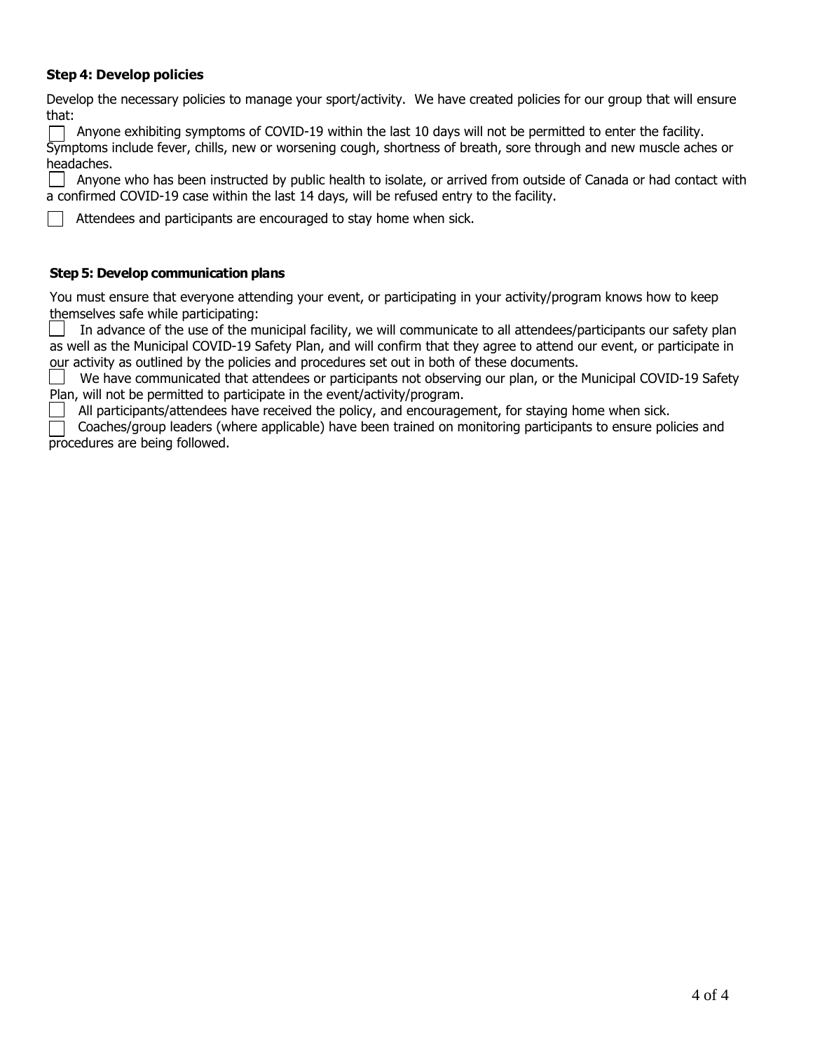**Step 4: Develop policies**

Develop the necessary policies to manage your sport/activity. We have created policies for our group that will ensure that:

- [ ] Anyone exhibiting symptoms of COVID-19 within the last 10 days will not be permitted to enter the facility. Symptoms include fever, chills, new or worsening cough, shortness of breath, sore through and new muscle aches or headaches.
- [ ] Anyone who has been instructed by public health to isolate, or arrived from outside of Canada or had contact with a confirmed COVID-19 case within the last 14 days, will be refused entry to the facility.
- [ ] Attendees and participants are encouraged to stay home when sick.

**Step 5: Develop communication plans**

You must ensure that everyone attending your event, or participating in your activity/program knows how to keep themselves safe while participating:

- [ ] In advance of the use of the municipal facility, we will communicate to all attendees/participants our safety plan as well as the Municipal COVID-19 Safety Plan, and will confirm that they agree to attend our event, or participate in our activity as outlined by the policies and procedures set out in both of these documents.
- [ ] We have communicated that attendees or participants not observing our plan, or the Municipal COVID-19 Safety Plan, will not be permitted to participate in the event/activity/program.
- [ ] All participants/attendees have received the policy, and encouragement, for staying home when sick.
- [ ] Coaches/group leaders (where applicable) have been trained on monitoring participants to ensure policies and procedures are being followed.